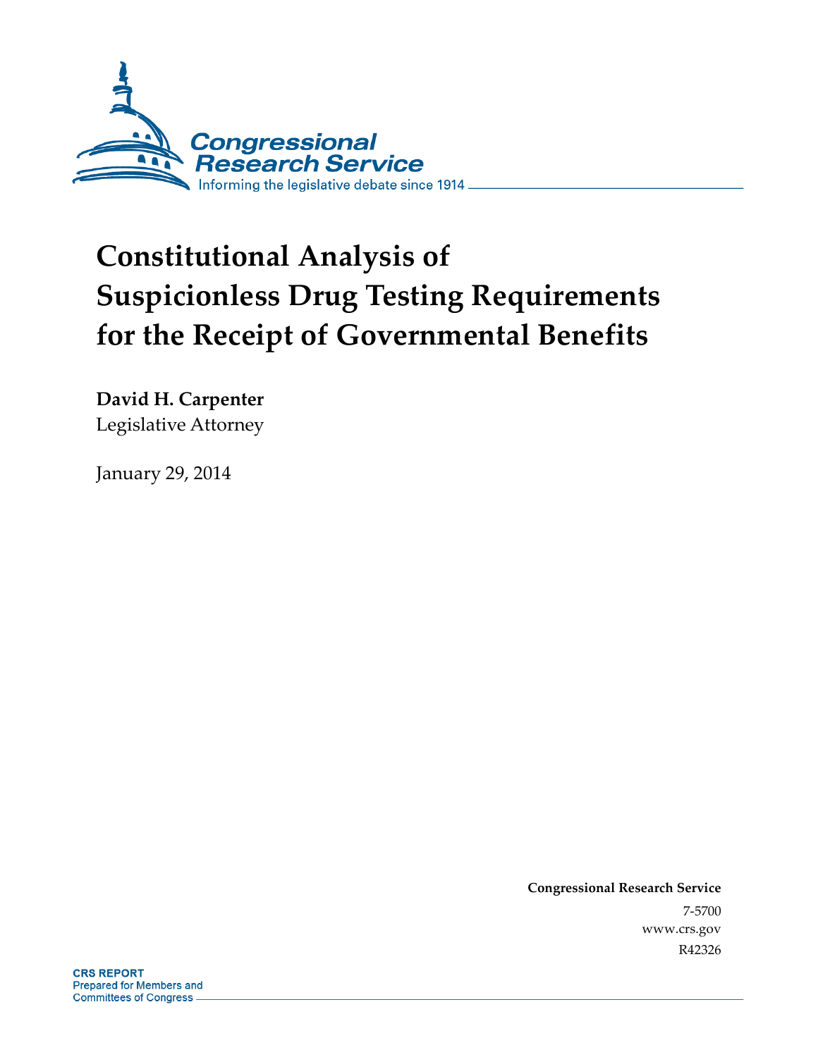Congressional Research Service

Informing the legislative debate since 1914

# Constitutional Analysis of Suspicionless Drug Testing Requirements for the Receipt of Governmental Benefits

**David H. Carpenter**
Legislative Attorney

January 29, 2014

**Congressional Research Service**
7-5700
www.crs.gov
R42326

**CRS REPORT**
Prepared for Members and
Committees of Congress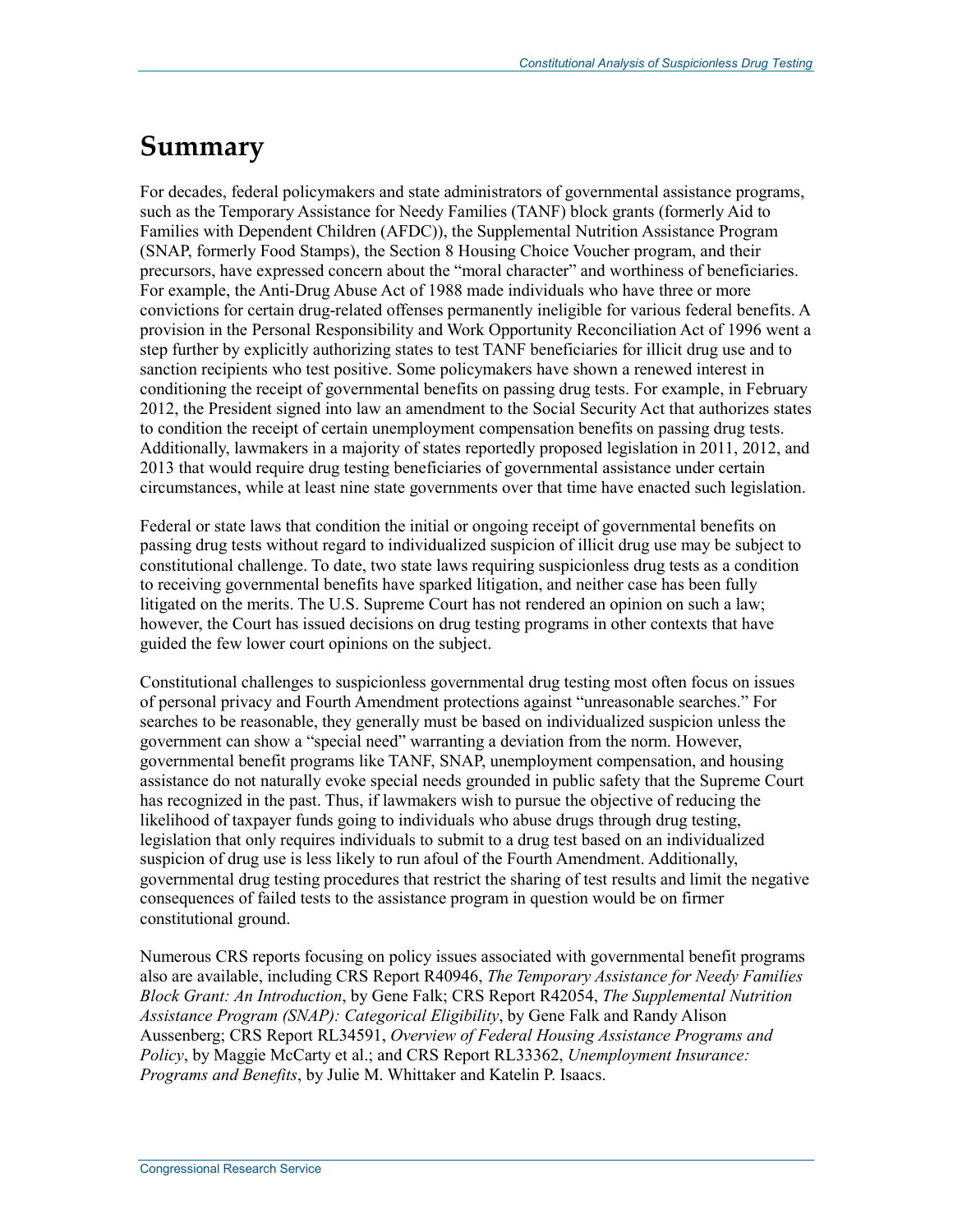# Summary

For decades, federal policymakers and state administrators of governmental assistance programs, such as the Temporary Assistance for Needy Families (TANF) block grants (formerly Aid to Families with Dependent Children (AFDC)), the Supplemental Nutrition Assistance Program (SNAP, formerly Food Stamps), the Section 8 Housing Choice Voucher program, and their precursors, have expressed concern about the "moral character" and worthiness of beneficiaries. For example, the Anti-Drug Abuse Act of 1988 made individuals who have three or more convictions for certain drug-related offenses permanently ineligible for various federal benefits. A provision in the Personal Responsibility and Work Opportunity Reconciliation Act of 1996 went a step further by explicitly authorizing states to test TANF beneficiaries for illicit drug use and to sanction recipients who test positive. Some policymakers have shown a renewed interest in conditioning the receipt of governmental benefits on passing drug tests. For example, in February 2012, the President signed into law an amendment to the Social Security Act that authorizes states to condition the receipt of certain unemployment compensation benefits on passing drug tests. Additionally, lawmakers in a majority of states reportedly proposed legislation in 2011, 2012, and 2013 that would require drug testing beneficiaries of governmental assistance under certain circumstances, while at least nine state governments over that time have enacted such legislation.

Federal or state laws that condition the initial or ongoing receipt of governmental benefits on passing drug tests without regard to individualized suspicion of illicit drug use may be subject to constitutional challenge. To date, two state laws requiring suspicionless drug tests as a condition to receiving governmental benefits have sparked litigation, and neither case has been fully litigated on the merits. The U.S. Supreme Court has not rendered an opinion on such a law; however, the Court has issued decisions on drug testing programs in other contexts that have guided the few lower court opinions on the subject.

Constitutional challenges to suspicionless governmental drug testing most often focus on issues of personal privacy and Fourth Amendment protections against "unreasonable searches." For searches to be reasonable, they generally must be based on individualized suspicion unless the government can show a "special need" warranting a deviation from the norm. However, governmental benefit programs like TANF, SNAP, unemployment compensation, and housing assistance do not naturally evoke special needs grounded in public safety that the Supreme Court has recognized in the past. Thus, if lawmakers wish to pursue the objective of reducing the likelihood of taxpayer funds going to individuals who abuse drugs through drug testing, legislation that only requires individuals to submit to a drug test based on an individualized suspicion of drug use is less likely to run afoul of the Fourth Amendment. Additionally, governmental drug testing procedures that restrict the sharing of test results and limit the negative consequences of failed tests to the assistance program in question would be on firmer constitutional ground.

Numerous CRS reports focusing on policy issues associated with governmental benefit programs also are available, including CRS Report R40946, *The Temporary Assistance for Needy Families Block Grant: An Introduction*, by Gene Falk; CRS Report R42054, *The Supplemental Nutrition Assistance Program (SNAP): Categorical Eligibility*, by Gene Falk and Randy Alison Aussenberg; CRS Report RL34591, *Overview of Federal Housing Assistance Programs and Policy*, by Maggie McCarty et al.; and CRS Report RL33362, *Unemployment Insurance: Programs and Benefits*, by Julie M. Whittaker and Katelin P. Isaacs.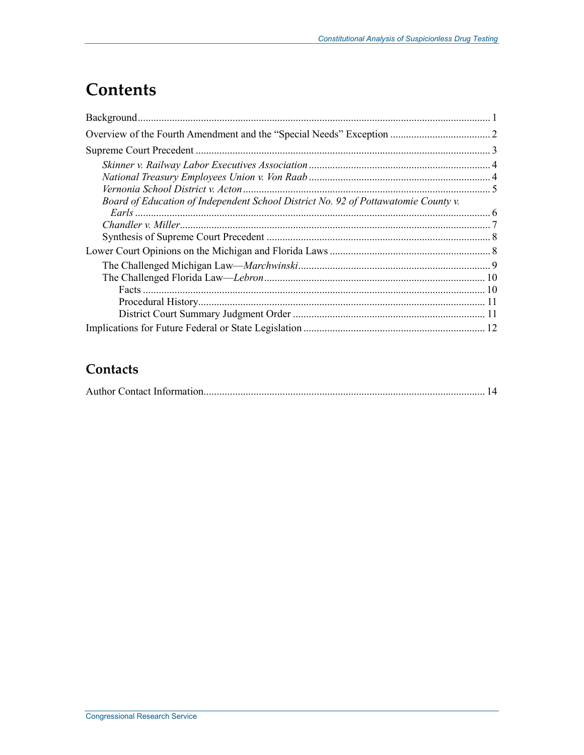# Contents

Background ........................................................................................................................................ 1

Overview of the Fourth Amendment and the "Special Needs" Exception ...................................... 2

Supreme Court Precedent ................................................................................................................ 3

- *Skinner v. Railway Labor Executives Association* ..................................................................... 4
- *National Treasury Employees Union v. Von Raab* ..................................................................... 4
- *Vernonia School District v. Acton* ............................................................................................. 5
- *Board of Education of Independent School District No. 92 of Pottawatomie County v. Earls* ...................................................................................................................................... 6
- *Chandler v. Miller* ..................................................................................................................... 7
- Synthesis of Supreme Court Precedent ..................................................................................... 8

Lower Court Opinions on the Michigan and Florida Laws ............................................................. 8

- The Challenged Michigan Law—*Marchwinski* ......................................................................... 9
- The Challenged Florida Law—*Lebron* .................................................................................... 10
  - Facts ................................................................................................................................. 10
  - Procedural History ............................................................................................................ 11
  - District Court Summary Judgment Order ......................................................................... 11

Implications for Future Federal or State Legislation .................................................................... 12

## Contacts

Author Contact Information .......................................................................................................... 14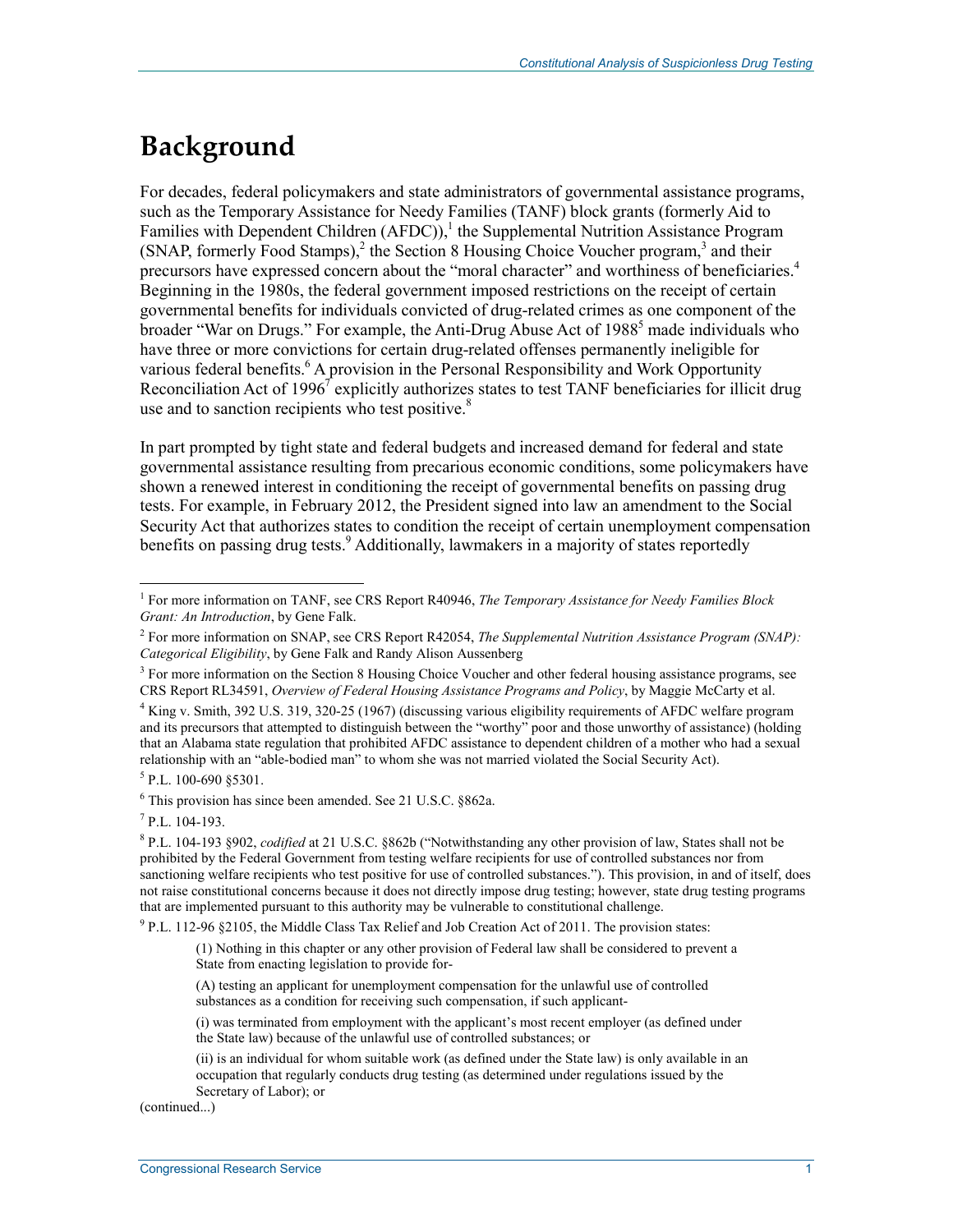# Background

For decades, federal policymakers and state administrators of governmental assistance programs, such as the Temporary Assistance for Needy Families (TANF) block grants (formerly Aid to Families with Dependent Children (AFDC)),[1] the Supplemental Nutrition Assistance Program (SNAP, formerly Food Stamps),[2] the Section 8 Housing Choice Voucher program,[3] and their precursors have expressed concern about the "moral character" and worthiness of beneficiaries.[4] Beginning in the 1980s, the federal government imposed restrictions on the receipt of certain governmental benefits for individuals convicted of drug-related crimes as one component of the broader "War on Drugs." For example, the Anti-Drug Abuse Act of 1988[5] made individuals who have three or more convictions for certain drug-related offenses permanently ineligible for various federal benefits.[6] A provision in the Personal Responsibility and Work Opportunity Reconciliation Act of 1996[7] explicitly authorizes states to test TANF beneficiaries for illicit drug use and to sanction recipients who test positive.[8]

In part prompted by tight state and federal budgets and increased demand for federal and state governmental assistance resulting from precarious economic conditions, some policymakers have shown a renewed interest in conditioning the receipt of governmental benefits on passing drug tests. For example, in February 2012, the President signed into law an amendment to the Social Security Act that authorizes states to condition the receipt of certain unemployment compensation benefits on passing drug tests.[9] Additionally, lawmakers in a majority of states reportedly

---

[1] For more information on TANF, see CRS Report R40946, *The Temporary Assistance for Needy Families Block Grant: An Introduction*, by Gene Falk.

[2] For more information on SNAP, see CRS Report R42054, *The Supplemental Nutrition Assistance Program (SNAP): Categorical Eligibility*, by Gene Falk and Randy Alison Aussenberg

[3] For more information on the Section 8 Housing Choice Voucher and other federal housing assistance programs, see CRS Report RL34591, *Overview of Federal Housing Assistance Programs and Policy*, by Maggie McCarty et al.

[4] King v. Smith, 392 U.S. 319, 320-25 (1967) (discussing various eligibility requirements of AFDC welfare program and its precursors that attempted to distinguish between the "worthy" poor and those unworthy of assistance) (holding that an Alabama state regulation that prohibited AFDC assistance to dependent children of a mother who had a sexual relationship with an "able-bodied man" to whom she was not married violated the Social Security Act).

[5] P.L. 100-690 §5301.

[6] This provision has since been amended. See 21 U.S.C. §862a.

[7] P.L. 104-193.

[8] P.L. 104-193 §902, *codified* at 21 U.S.C. §862b ("Notwithstanding any other provision of law, States shall not be prohibited by the Federal Government from testing welfare recipients for use of controlled substances nor from sanctioning welfare recipients who test positive for use of controlled substances."). This provision, in and of itself, does not raise constitutional concerns because it does not directly impose drug testing; however, state drug testing programs that are implemented pursuant to this authority may be vulnerable to constitutional challenge.

[9] P.L. 112-96 §2105, the Middle Class Tax Relief and Job Creation Act of 2011. The provision states:

> (1) Nothing in this chapter or any other provision of Federal law shall be considered to prevent a State from enacting legislation to provide for-
>
> (A) testing an applicant for unemployment compensation for the unlawful use of controlled substances as a condition for receiving such compensation, if such applicant-
>
> (i) was terminated from employment with the applicant's most recent employer (as defined under the State law) because of the unlawful use of controlled substances; or
>
> (ii) is an individual for whom suitable work (as defined under the State law) is only available in an occupation that regularly conducts drug testing (as determined under regulations issued by the Secretary of Labor); or

(continued...)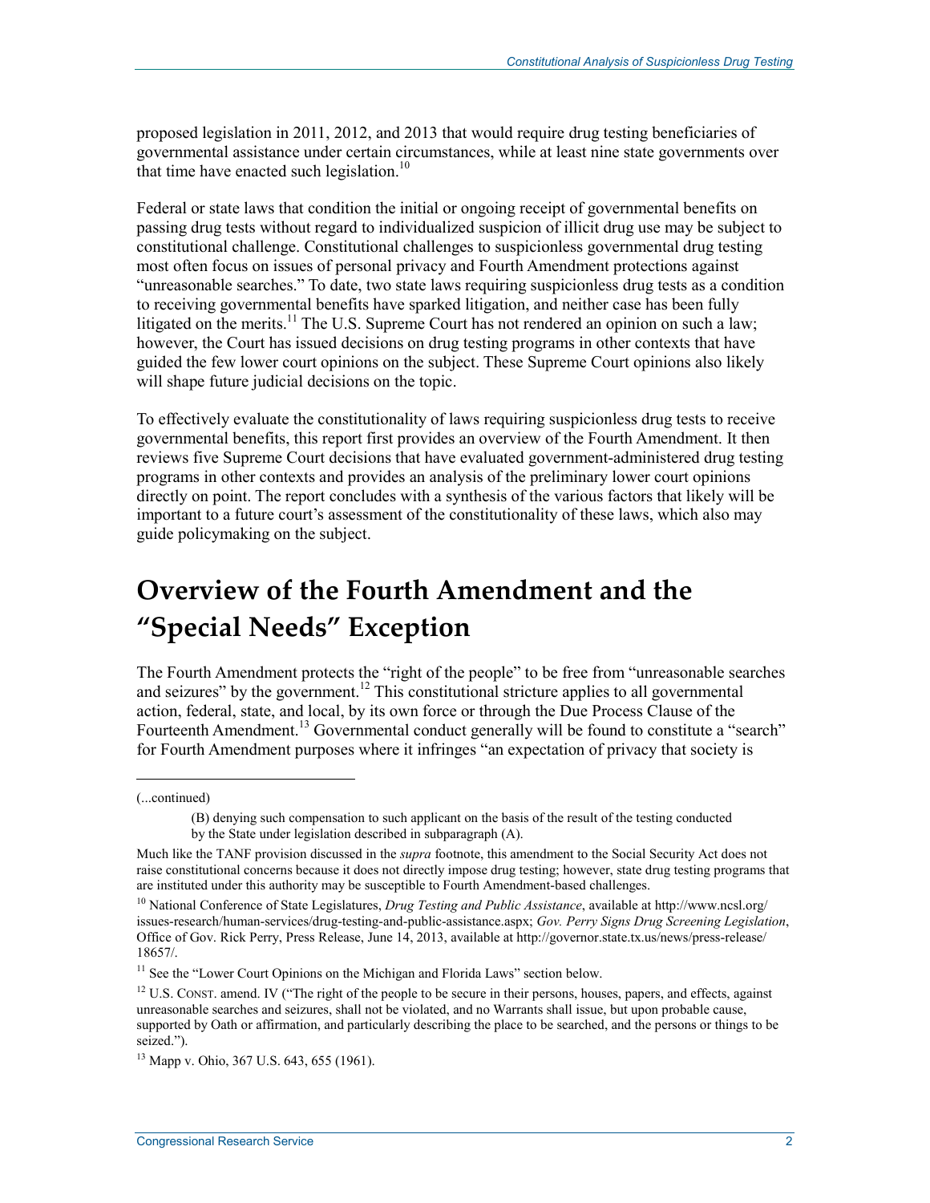proposed legislation in 2011, 2012, and 2013 that would require drug testing beneficiaries of governmental assistance under certain circumstances, while at least nine state governments over that time have enacted such legislation.[10]

Federal or state laws that condition the initial or ongoing receipt of governmental benefits on passing drug tests without regard to individualized suspicion of illicit drug use may be subject to constitutional challenge. Constitutional challenges to suspicionless governmental drug testing most often focus on issues of personal privacy and Fourth Amendment protections against "unreasonable searches." To date, two state laws requiring suspicionless drug tests as a condition to receiving governmental benefits have sparked litigation, and neither case has been fully litigated on the merits.[11] The U.S. Supreme Court has not rendered an opinion on such a law; however, the Court has issued decisions on drug testing programs in other contexts that have guided the few lower court opinions on the subject. These Supreme Court opinions also likely will shape future judicial decisions on the topic.

To effectively evaluate the constitutionality of laws requiring suspicionless drug tests to receive governmental benefits, this report first provides an overview of the Fourth Amendment. It then reviews five Supreme Court decisions that have evaluated government-administered drug testing programs in other contexts and provides an analysis of the preliminary lower court opinions directly on point. The report concludes with a synthesis of the various factors that likely will be important to a future court's assessment of the constitutionality of these laws, which also may guide policymaking on the subject.

# Overview of the Fourth Amendment and the "Special Needs" Exception

The Fourth Amendment protects the "right of the people" to be free from "unreasonable searches and seizures" by the government.[12] This constitutional stricture applies to all governmental action, federal, state, and local, by its own force or through the Due Process Clause of the Fourteenth Amendment.[13] Governmental conduct generally will be found to constitute a "search" for Fourth Amendment purposes where it infringes "an expectation of privacy that society is

---

(...continued)

> (B) denying such compensation to such applicant on the basis of the result of the testing conducted by the State under legislation described in subparagraph (A).

Much like the TANF provision discussed in the *supra* footnote, this amendment to the Social Security Act does not raise constitutional concerns because it does not directly impose drug testing; however, state drug testing programs that are instituted under this authority may be susceptible to Fourth Amendment-based challenges.

[10] National Conference of State Legislatures, *Drug Testing and Public Assistance*, available at http://www.ncsl.org/issues-research/human-services/drug-testing-and-public-assistance.aspx; *Gov. Perry Signs Drug Screening Legislation*, Office of Gov. Rick Perry, Press Release, June 14, 2013, available at http://governor.state.tx.us/news/press-release/18657/.

[11] See the "Lower Court Opinions on the Michigan and Florida Laws" section below.

[12] U.S. CONST. amend. IV ("The right of the people to be secure in their persons, houses, papers, and effects, against unreasonable searches and seizures, shall not be violated, and no Warrants shall issue, but upon probable cause, supported by Oath or affirmation, and particularly describing the place to be searched, and the persons or things to be seized.").

[13] Mapp v. Ohio, 367 U.S. 643, 655 (1961).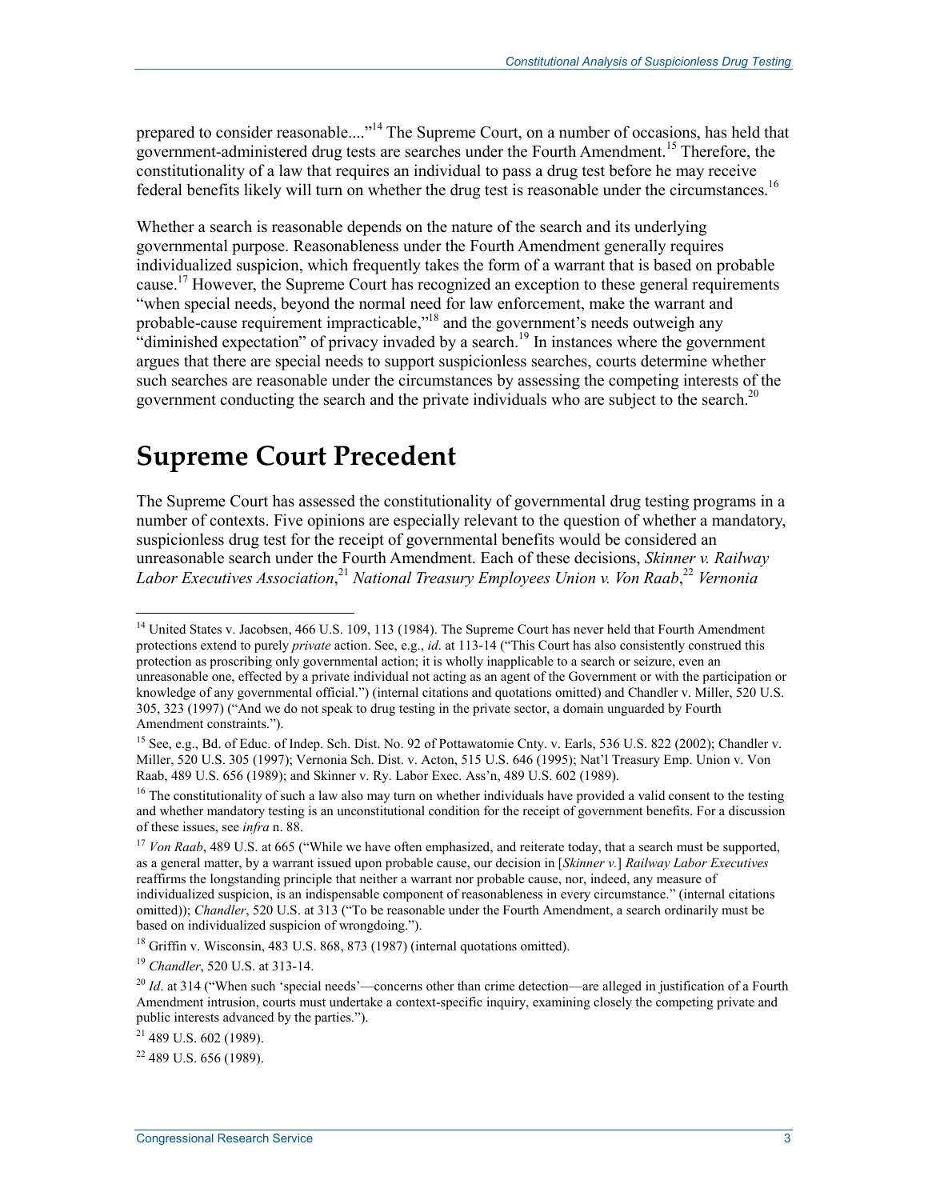prepared to consider reasonable...."[14] The Supreme Court, on a number of occasions, has held that government-administered drug tests are searches under the Fourth Amendment.[15] Therefore, the constitutionality of a law that requires an individual to pass a drug test before he may receive federal benefits likely will turn on whether the drug test is reasonable under the circumstances.[16]

Whether a search is reasonable depends on the nature of the search and its underlying governmental purpose. Reasonableness under the Fourth Amendment generally requires individualized suspicion, which frequently takes the form of a warrant that is based on probable cause.[17] However, the Supreme Court has recognized an exception to these general requirements "when special needs, beyond the normal need for law enforcement, make the warrant and probable-cause requirement impracticable,"[18] and the government's needs outweigh any "diminished expectation" of privacy invaded by a search.[19] In instances where the government argues that there are special needs to support suspicionless searches, courts determine whether such searches are reasonable under the circumstances by assessing the competing interests of the government conducting the search and the private individuals who are subject to the search.[20]

# Supreme Court Precedent

The Supreme Court has assessed the constitutionality of governmental drug testing programs in a number of contexts. Five opinions are especially relevant to the question of whether a mandatory, suspicionless drug test for the receipt of governmental benefits would be considered an unreasonable search under the Fourth Amendment. Each of these decisions, *Skinner v. Railway Labor Executives Association*,[21] *National Treasury Employees Union v. Von Raab*,[22] *Vernonia*

---

[14] United States v. Jacobsen, 466 U.S. 109, 113 (1984). The Supreme Court has never held that Fourth Amendment protections extend to purely *private* action. See, e.g., *id.* at 113-14 ("This Court has also consistently construed this protection as proscribing only governmental action; it is wholly inapplicable to a search or seizure, even an unreasonable one, effected by a private individual not acting as an agent of the Government or with the participation or knowledge of any governmental official.") (internal citations and quotations omitted) and Chandler v. Miller, 520 U.S. 305, 323 (1997) ("And we do not speak to drug testing in the private sector, a domain unguarded by Fourth Amendment constraints.").

[15] See, e.g., Bd. of Educ. of Indep. Sch. Dist. No. 92 of Pottawatomie Cnty. v. Earls, 536 U.S. 822 (2002); Chandler v. Miller, 520 U.S. 305 (1997); Vernonia Sch. Dist. v. Acton, 515 U.S. 646 (1995); Nat'l Treasury Emp. Union v. Von Raab, 489 U.S. 656 (1989); and Skinner v. Ry. Labor Exec. Ass'n, 489 U.S. 602 (1989).

[16] The constitutionality of such a law also may turn on whether individuals have provided a valid consent to the testing and whether mandatory testing is an unconstitutional condition for the receipt of government benefits. For a discussion of these issues, see *infra* n. 88.

[17] *Von Raab*, 489 U.S. at 665 ("While we have often emphasized, and reiterate today, that a search must be supported, as a general matter, by a warrant issued upon probable cause, our decision in [*Skinner v.*] *Railway Labor Executives* reaffirms the longstanding principle that neither a warrant nor probable cause, nor, indeed, any measure of individualized suspicion, is an indispensable component of reasonableness in every circumstance." (internal citations omitted)); *Chandler*, 520 U.S. at 313 ("To be reasonable under the Fourth Amendment, a search ordinarily must be based on individualized suspicion of wrongdoing.").

[18] Griffin v. Wisconsin, 483 U.S. 868, 873 (1987) (internal quotations omitted).

[19] *Chandler*, 520 U.S. at 313-14.

[20] *Id*. at 314 ("When such 'special needs'—concerns other than crime detection—are alleged in justification of a Fourth Amendment intrusion, courts must undertake a context-specific inquiry, examining closely the competing private and public interests advanced by the parties.").

[21] 489 U.S. 602 (1989).

[22] 489 U.S. 656 (1989).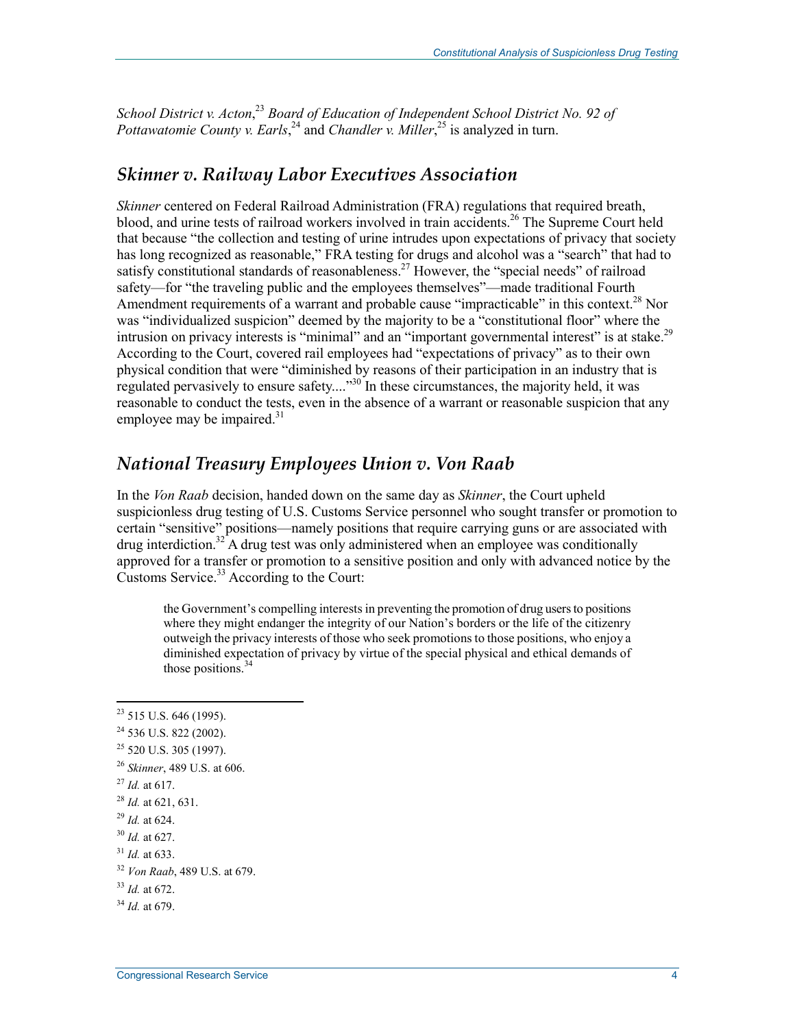*School District v. Acton*,[23] *Board of Education of Independent School District No. 92 of Pottawatomie County v. Earls*,[24] and *Chandler v. Miller*,[25] is analyzed in turn.

## *Skinner v. Railway Labor Executives Association*

*Skinner* centered on Federal Railroad Administration (FRA) regulations that required breath, blood, and urine tests of railroad workers involved in train accidents.[26] The Supreme Court held that because "the collection and testing of urine intrudes upon expectations of privacy that society has long recognized as reasonable," FRA testing for drugs and alcohol was a "search" that had to satisfy constitutional standards of reasonableness.[27] However, the "special needs" of railroad safety—for "the traveling public and the employees themselves"—made traditional Fourth Amendment requirements of a warrant and probable cause "impracticable" in this context.[28] Nor was "individualized suspicion" deemed by the majority to be a "constitutional floor" where the intrusion on privacy interests is "minimal" and an "important governmental interest" is at stake.[29] According to the Court, covered rail employees had "expectations of privacy" as to their own physical condition that were "diminished by reasons of their participation in an industry that is regulated pervasively to ensure safety...."[30] In these circumstances, the majority held, it was reasonable to conduct the tests, even in the absence of a warrant or reasonable suspicion that any employee may be impaired.[31]

## *National Treasury Employees Union v. Von Raab*

In the *Von Raab* decision, handed down on the same day as *Skinner*, the Court upheld suspicionless drug testing of U.S. Customs Service personnel who sought transfer or promotion to certain "sensitive" positions—namely positions that require carrying guns or are associated with drug interdiction.[32] A drug test was only administered when an employee was conditionally approved for a transfer or promotion to a sensitive position and only with advanced notice by the Customs Service.[33] According to the Court:

> the Government's compelling interests in preventing the promotion of drug users to positions where they might endanger the integrity of our Nation's borders or the life of the citizenry outweigh the privacy interests of those who seek promotions to those positions, who enjoy a diminished expectation of privacy by virtue of the special physical and ethical demands of those positions.[34]

---

[23] 515 U.S. 646 (1995).

[24] 536 U.S. 822 (2002).

[25] 520 U.S. 305 (1997).

[26] *Skinner*, 489 U.S. at 606.

[27] *Id.* at 617.

[28] *Id.* at 621, 631.

[29] *Id.* at 624.

[30] *Id.* at 627.

[31] *Id.* at 633.

[32] *Von Raab*, 489 U.S. at 679.

[33] *Id.* at 672.

[34] *Id.* at 679.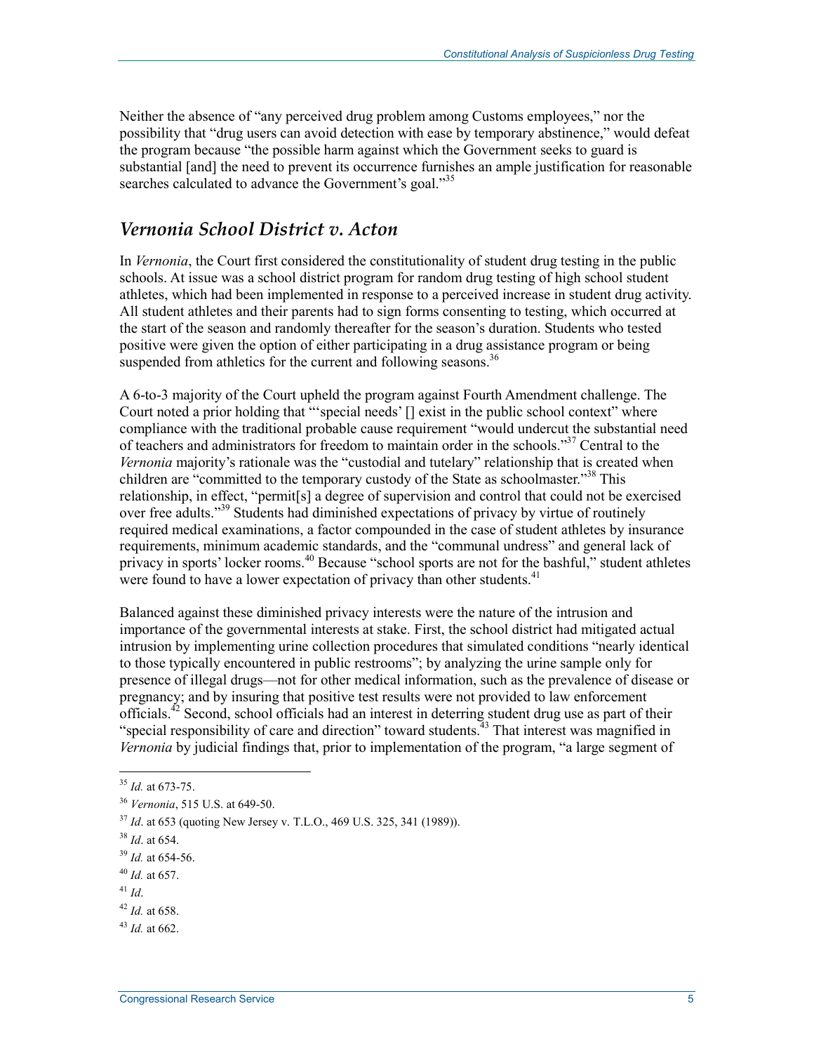Neither the absence of "any perceived drug problem among Customs employees," nor the possibility that "drug users can avoid detection with ease by temporary abstinence," would defeat the program because "the possible harm against which the Government seeks to guard is substantial [and] the need to prevent its occurrence furnishes an ample justification for reasonable searches calculated to advance the Government's goal."[35]

## *Vernonia School District v. Acton*

In *Vernonia*, the Court first considered the constitutionality of student drug testing in the public schools. At issue was a school district program for random drug testing of high school student athletes, which had been implemented in response to a perceived increase in student drug activity. All student athletes and their parents had to sign forms consenting to testing, which occurred at the start of the season and randomly thereafter for the season's duration. Students who tested positive were given the option of either participating in a drug assistance program or being suspended from athletics for the current and following seasons.[36]

A 6-to-3 majority of the Court upheld the program against Fourth Amendment challenge. The Court noted a prior holding that "'special needs' [] exist in the public school context" where compliance with the traditional probable cause requirement "would undercut the substantial need of teachers and administrators for freedom to maintain order in the schools."[37] Central to the *Vernonia* majority's rationale was the "custodial and tutelary" relationship that is created when children are "committed to the temporary custody of the State as schoolmaster."[38] This relationship, in effect, "permit[s] a degree of supervision and control that could not be exercised over free adults."[39] Students had diminished expectations of privacy by virtue of routinely required medical examinations, a factor compounded in the case of student athletes by insurance requirements, minimum academic standards, and the "communal undress" and general lack of privacy in sports' locker rooms.[40] Because "school sports are not for the bashful," student athletes were found to have a lower expectation of privacy than other students.[41]

Balanced against these diminished privacy interests were the nature of the intrusion and importance of the governmental interests at stake. First, the school district had mitigated actual intrusion by implementing urine collection procedures that simulated conditions "nearly identical to those typically encountered in public restrooms"; by analyzing the urine sample only for presence of illegal drugs—not for other medical information, such as the prevalence of disease or pregnancy; and by insuring that positive test results were not provided to law enforcement officials.[42] Second, school officials had an interest in deterring student drug use as part of their "special responsibility of care and direction" toward students.[43] That interest was magnified in *Vernonia* by judicial findings that, prior to implementation of the program, "a large segment of

---

[35] *Id.* at 673-75.

[36] *Vernonia*, 515 U.S. at 649-50.

[37] *Id*. at 653 (quoting New Jersey v. T.L.O., 469 U.S. 325, 341 (1989)).

[38] *Id*. at 654.

[39] *Id.* at 654-56.

[40] *Id.* at 657.

[41] *Id*.

[42] *Id.* at 658.

[43] *Id.* at 662.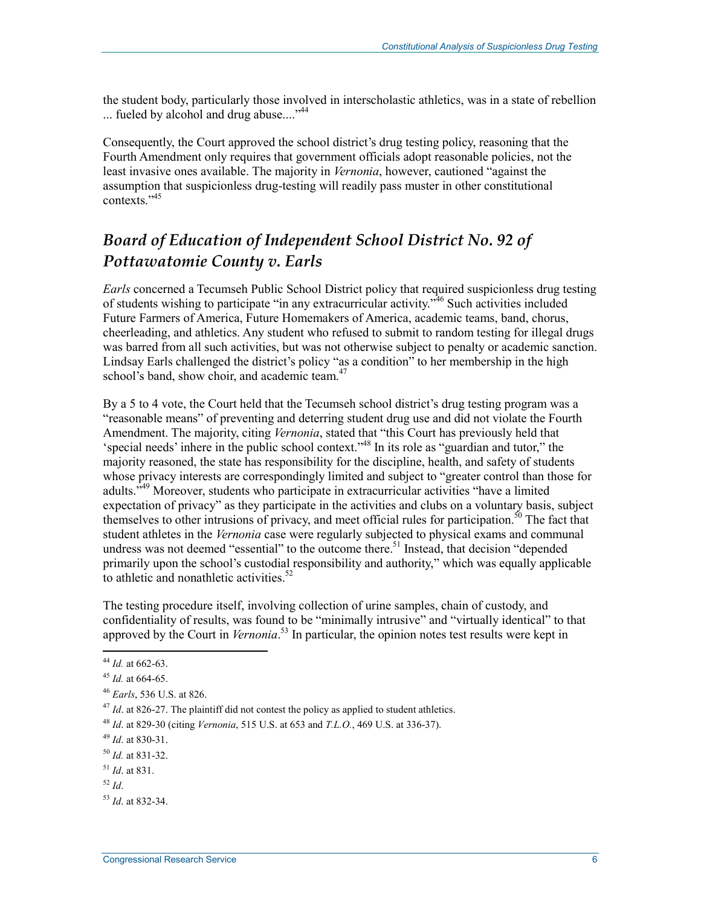the student body, particularly those involved in interscholastic athletics, was in a state of rebellion ... fueled by alcohol and drug abuse...."[44]

Consequently, the Court approved the school district's drug testing policy, reasoning that the Fourth Amendment only requires that government officials adopt reasonable policies, not the least invasive ones available. The majority in *Vernonia*, however, cautioned "against the assumption that suspicionless drug-testing will readily pass muster in other constitutional contexts."[45]

## *Board of Education of Independent School District No. 92 of Pottawatomie County v. Earls*

*Earls* concerned a Tecumseh Public School District policy that required suspicionless drug testing of students wishing to participate "in any extracurricular activity."[46] Such activities included Future Farmers of America, Future Homemakers of America, academic teams, band, chorus, cheerleading, and athletics. Any student who refused to submit to random testing for illegal drugs was barred from all such activities, but was not otherwise subject to penalty or academic sanction. Lindsay Earls challenged the district's policy "as a condition" to her membership in the high school's band, show choir, and academic team.[47]

By a 5 to 4 vote, the Court held that the Tecumseh school district's drug testing program was a "reasonable means" of preventing and deterring student drug use and did not violate the Fourth Amendment. The majority, citing *Vernonia*, stated that "this Court has previously held that 'special needs' inhere in the public school context."[48] In its role as "guardian and tutor," the majority reasoned, the state has responsibility for the discipline, health, and safety of students whose privacy interests are correspondingly limited and subject to "greater control than those for adults."[49] Moreover, students who participate in extracurricular activities "have a limited expectation of privacy" as they participate in the activities and clubs on a voluntary basis, subject themselves to other intrusions of privacy, and meet official rules for participation.[50] The fact that student athletes in the *Vernonia* case were regularly subjected to physical exams and communal undress was not deemed "essential" to the outcome there.[51] Instead, that decision "depended primarily upon the school's custodial responsibility and authority," which was equally applicable to athletic and nonathletic activities.[52]

The testing procedure itself, involving collection of urine samples, chain of custody, and confidentiality of results, was found to be "minimally intrusive" and "virtually identical" to that approved by the Court in *Vernonia*.[53] In particular, the opinion notes test results were kept in

---

[44] *Id.* at 662-63.

[45] *Id.* at 664-65.

[46] *Earls*, 536 U.S. at 826.

[47] *Id*. at 826-27. The plaintiff did not contest the policy as applied to student athletics.

[48] *Id*. at 829-30 (citing *Vernonia*, 515 U.S. at 653 and *T.L.O.*, 469 U.S. at 336-37).

[49] *Id*. at 830-31.

[50] *Id.* at 831-32.

[51] *Id*. at 831.

[52] *Id*.

[53] *Id*. at 832-34.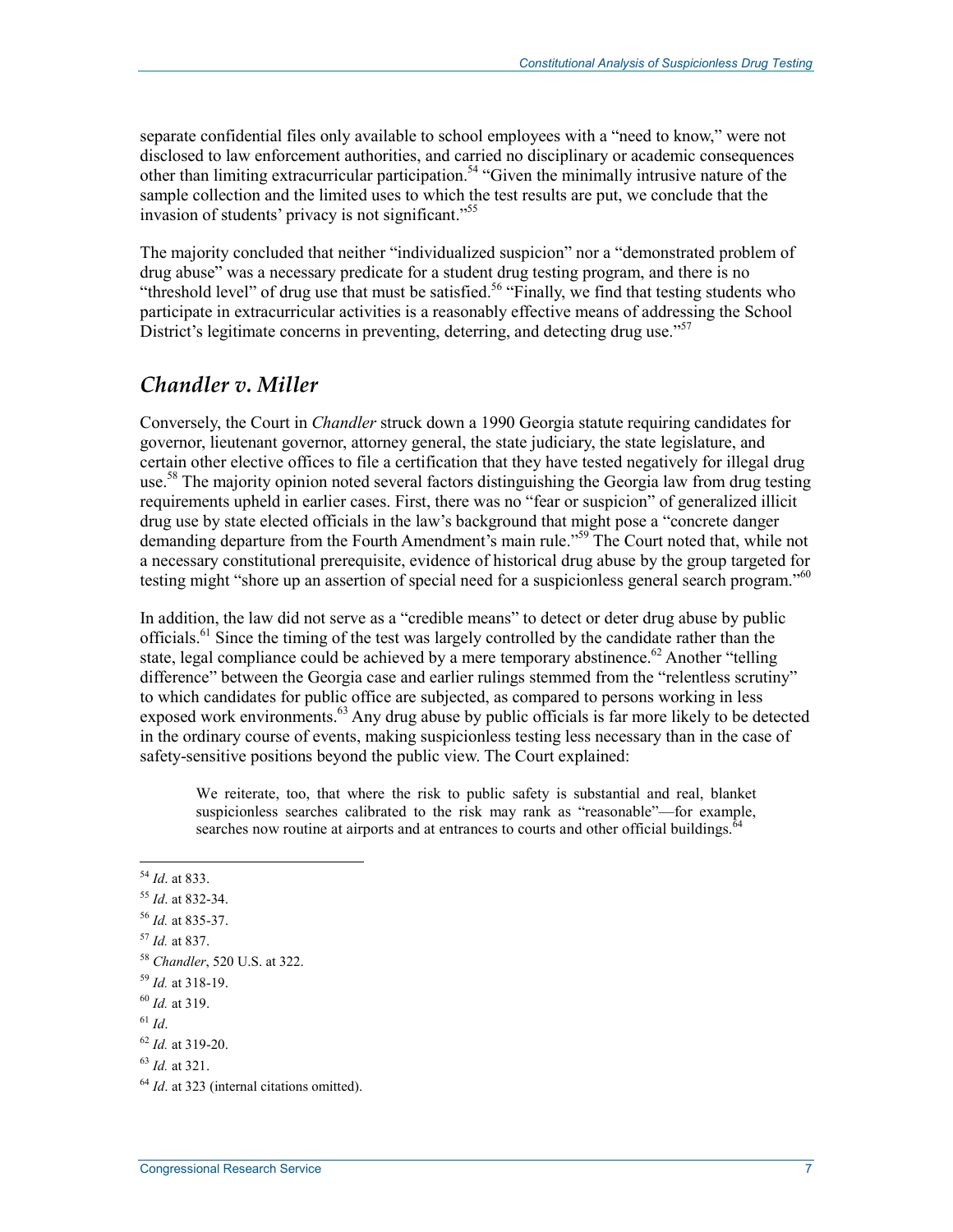separate confidential files only available to school employees with a "need to know," were not disclosed to law enforcement authorities, and carried no disciplinary or academic consequences other than limiting extracurricular participation.[54] "Given the minimally intrusive nature of the sample collection and the limited uses to which the test results are put, we conclude that the invasion of students' privacy is not significant."[55]

The majority concluded that neither "individualized suspicion" nor a "demonstrated problem of drug abuse" was a necessary predicate for a student drug testing program, and there is no "threshold level" of drug use that must be satisfied.[56] "Finally, we find that testing students who participate in extracurricular activities is a reasonably effective means of addressing the School District's legitimate concerns in preventing, deterring, and detecting drug use."[57]

## *Chandler v. Miller*

Conversely, the Court in *Chandler* struck down a 1990 Georgia statute requiring candidates for governor, lieutenant governor, attorney general, the state judiciary, the state legislature, and certain other elective offices to file a certification that they have tested negatively for illegal drug use.[58] The majority opinion noted several factors distinguishing the Georgia law from drug testing requirements upheld in earlier cases. First, there was no "fear or suspicion" of generalized illicit drug use by state elected officials in the law's background that might pose a "concrete danger demanding departure from the Fourth Amendment's main rule."[59] The Court noted that, while not a necessary constitutional prerequisite, evidence of historical drug abuse by the group targeted for testing might "shore up an assertion of special need for a suspicionless general search program."[60]

In addition, the law did not serve as a "credible means" to detect or deter drug abuse by public officials.[61] Since the timing of the test was largely controlled by the candidate rather than the state, legal compliance could be achieved by a mere temporary abstinence.[62] Another "telling difference" between the Georgia case and earlier rulings stemmed from the "relentless scrutiny" to which candidates for public office are subjected, as compared to persons working in less exposed work environments.[63] Any drug abuse by public officials is far more likely to be detected in the ordinary course of events, making suspicionless testing less necessary than in the case of safety-sensitive positions beyond the public view. The Court explained:

> We reiterate, too, that where the risk to public safety is substantial and real, blanket suspicionless searches calibrated to the risk may rank as "reasonable"—for example, searches now routine at airports and at entrances to courts and other official buildings.[64]

---

[54] *Id*. at 833.

[55] *Id*. at 832-34.

[56] *Id.* at 835-37.

[57] *Id.* at 837.

[58] *Chandler*, 520 U.S. at 322.

[59] *Id.* at 318-19.

[60] *Id.* at 319.

[61] *Id*.

[62] *Id.* at 319-20.

[63] *Id.* at 321.

[64] *Id*. at 323 (internal citations omitted).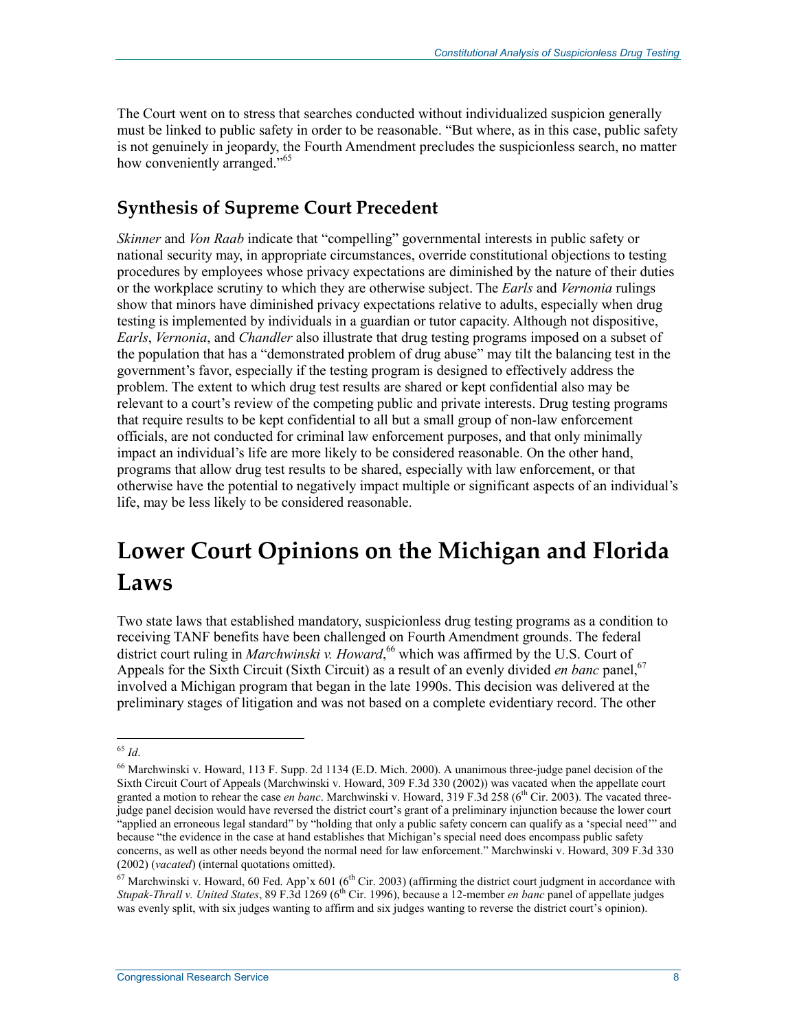The Court went on to stress that searches conducted without individualized suspicion generally must be linked to public safety in order to be reasonable. "But where, as in this case, public safety is not genuinely in jeopardy, the Fourth Amendment precludes the suspicionless search, no matter how conveniently arranged."[65]

## Synthesis of Supreme Court Precedent

*Skinner* and *Von Raab* indicate that "compelling" governmental interests in public safety or national security may, in appropriate circumstances, override constitutional objections to testing procedures by employees whose privacy expectations are diminished by the nature of their duties or the workplace scrutiny to which they are otherwise subject. The *Earls* and *Vernonia* rulings show that minors have diminished privacy expectations relative to adults, especially when drug testing is implemented by individuals in a guardian or tutor capacity. Although not dispositive, *Earls*, *Vernonia*, and *Chandler* also illustrate that drug testing programs imposed on a subset of the population that has a "demonstrated problem of drug abuse" may tilt the balancing test in the government's favor, especially if the testing program is designed to effectively address the problem. The extent to which drug test results are shared or kept confidential also may be relevant to a court's review of the competing public and private interests. Drug testing programs that require results to be kept confidential to all but a small group of non-law enforcement officials, are not conducted for criminal law enforcement purposes, and that only minimally impact an individual's life are more likely to be considered reasonable. On the other hand, programs that allow drug test results to be shared, especially with law enforcement, or that otherwise have the potential to negatively impact multiple or significant aspects of an individual's life, may be less likely to be considered reasonable.

# Lower Court Opinions on the Michigan and Florida Laws

Two state laws that established mandatory, suspicionless drug testing programs as a condition to receiving TANF benefits have been challenged on Fourth Amendment grounds. The federal district court ruling in *Marchwinski v. Howard*,[66] which was affirmed by the U.S. Court of Appeals for the Sixth Circuit (Sixth Circuit) as a result of an evenly divided *en banc* panel,[67] involved a Michigan program that began in the late 1990s. This decision was delivered at the preliminary stages of litigation and was not based on a complete evidentiary record. The other

---

[65] *Id*.

[66] Marchwinski v. Howard, 113 F. Supp. 2d 1134 (E.D. Mich. 2000). A unanimous three-judge panel decision of the Sixth Circuit Court of Appeals (Marchwinski v. Howard, 309 F.3d 330 (2002)) was vacated when the appellate court granted a motion to rehear the case *en banc*. Marchwinski v. Howard, 319 F.3d 258 (6th Cir. 2003). The vacated three-judge panel decision would have reversed the district court's grant of a preliminary injunction because the lower court "applied an erroneous legal standard" by "holding that only a public safety concern can qualify as a 'special need'" and because "the evidence in the case at hand establishes that Michigan's special need does encompass public safety concerns, as well as other needs beyond the normal need for law enforcement." Marchwinski v. Howard, 309 F.3d 330 (2002) (*vacated*) (internal quotations omitted).

[67] Marchwinski v. Howard, 60 Fed. App'x 601 (6th Cir. 2003) (affirming the district court judgment in accordance with *Stupak-Thrall v. United States*, 89 F.3d 1269 (6th Cir. 1996), because a 12-member *en banc* panel of appellate judges was evenly split, with six judges wanting to affirm and six judges wanting to reverse the district court's opinion).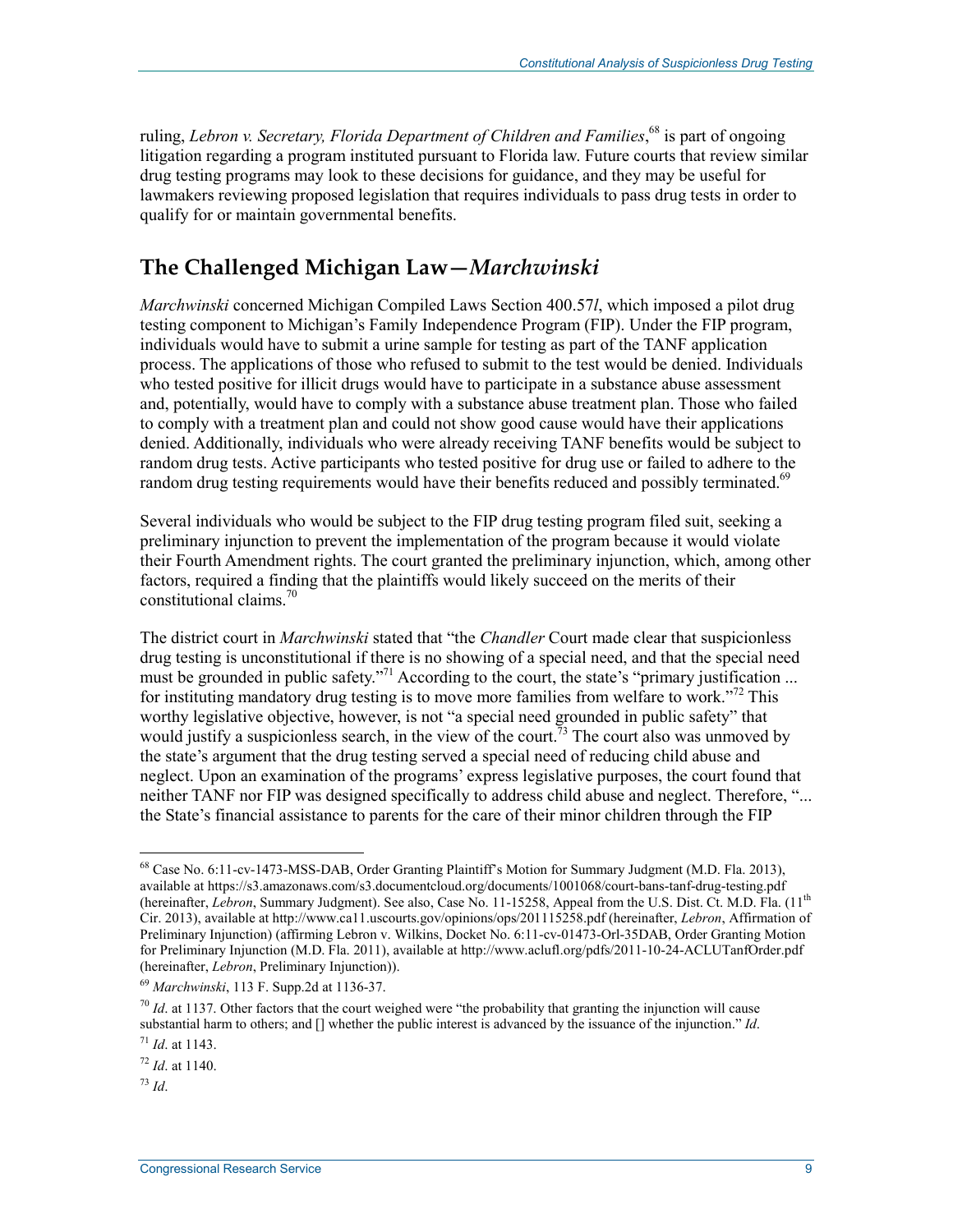ruling, *Lebron v. Secretary, Florida Department of Children and Families*,[68] is part of ongoing litigation regarding a program instituted pursuant to Florida law. Future courts that review similar drug testing programs may look to these decisions for guidance, and they may be useful for lawmakers reviewing proposed legislation that requires individuals to pass drug tests in order to qualify for or maintain governmental benefits.

## The Challenged Michigan Law—*Marchwinski*

*Marchwinski* concerned Michigan Compiled Laws Section 400.57*l*, which imposed a pilot drug testing component to Michigan's Family Independence Program (FIP). Under the FIP program, individuals would have to submit a urine sample for testing as part of the TANF application process. The applications of those who refused to submit to the test would be denied. Individuals who tested positive for illicit drugs would have to participate in a substance abuse assessment and, potentially, would have to comply with a substance abuse treatment plan. Those who failed to comply with a treatment plan and could not show good cause would have their applications denied. Additionally, individuals who were already receiving TANF benefits would be subject to random drug tests. Active participants who tested positive for drug use or failed to adhere to the random drug testing requirements would have their benefits reduced and possibly terminated.[69]

Several individuals who would be subject to the FIP drug testing program filed suit, seeking a preliminary injunction to prevent the implementation of the program because it would violate their Fourth Amendment rights. The court granted the preliminary injunction, which, among other factors, required a finding that the plaintiffs would likely succeed on the merits of their constitutional claims.[70]

The district court in *Marchwinski* stated that "the *Chandler* Court made clear that suspicionless drug testing is unconstitutional if there is no showing of a special need, and that the special need must be grounded in public safety."[71] According to the court, the state's "primary justification ... for instituting mandatory drug testing is to move more families from welfare to work."[72] This worthy legislative objective, however, is not "a special need grounded in public safety" that would justify a suspicionless search, in the view of the court.[73] The court also was unmoved by the state's argument that the drug testing served a special need of reducing child abuse and neglect. Upon an examination of the programs' express legislative purposes, the court found that neither TANF nor FIP was designed specifically to address child abuse and neglect. Therefore, "... the State's financial assistance to parents for the care of their minor children through the FIP

---

[68] Case No. 6:11-cv-1473-MSS-DAB, Order Granting Plaintiff's Motion for Summary Judgment (M.D. Fla. 2013), available at https://s3.amazonaws.com/s3.documentcloud.org/documents/1001068/court-bans-tanf-drug-testing.pdf (hereinafter, *Lebron*, Summary Judgment). See also, Case No. 11-15258, Appeal from the U.S. Dist. Ct. M.D. Fla. (11th Cir. 2013), available at http://www.ca11.uscourts.gov/opinions/ops/201115258.pdf (hereinafter, *Lebron*, Affirmation of Preliminary Injunction) (affirming Lebron v. Wilkins, Docket No. 6:11-cv-01473-Orl-35DAB, Order Granting Motion for Preliminary Injunction (M.D. Fla. 2011), available at http://www.aclufl.org/pdfs/2011-10-24-ACLUTanfOrder.pdf (hereinafter, *Lebron*, Preliminary Injunction)).

[69] *Marchwinski*, 113 F. Supp.2d at 1136-37.

[70] *Id*. at 1137. Other factors that the court weighed were "the probability that granting the injunction will cause substantial harm to others; and [] whether the public interest is advanced by the issuance of the injunction." *Id*.

[71] *Id*. at 1143.

[72] *Id*. at 1140.

[73] *Id*.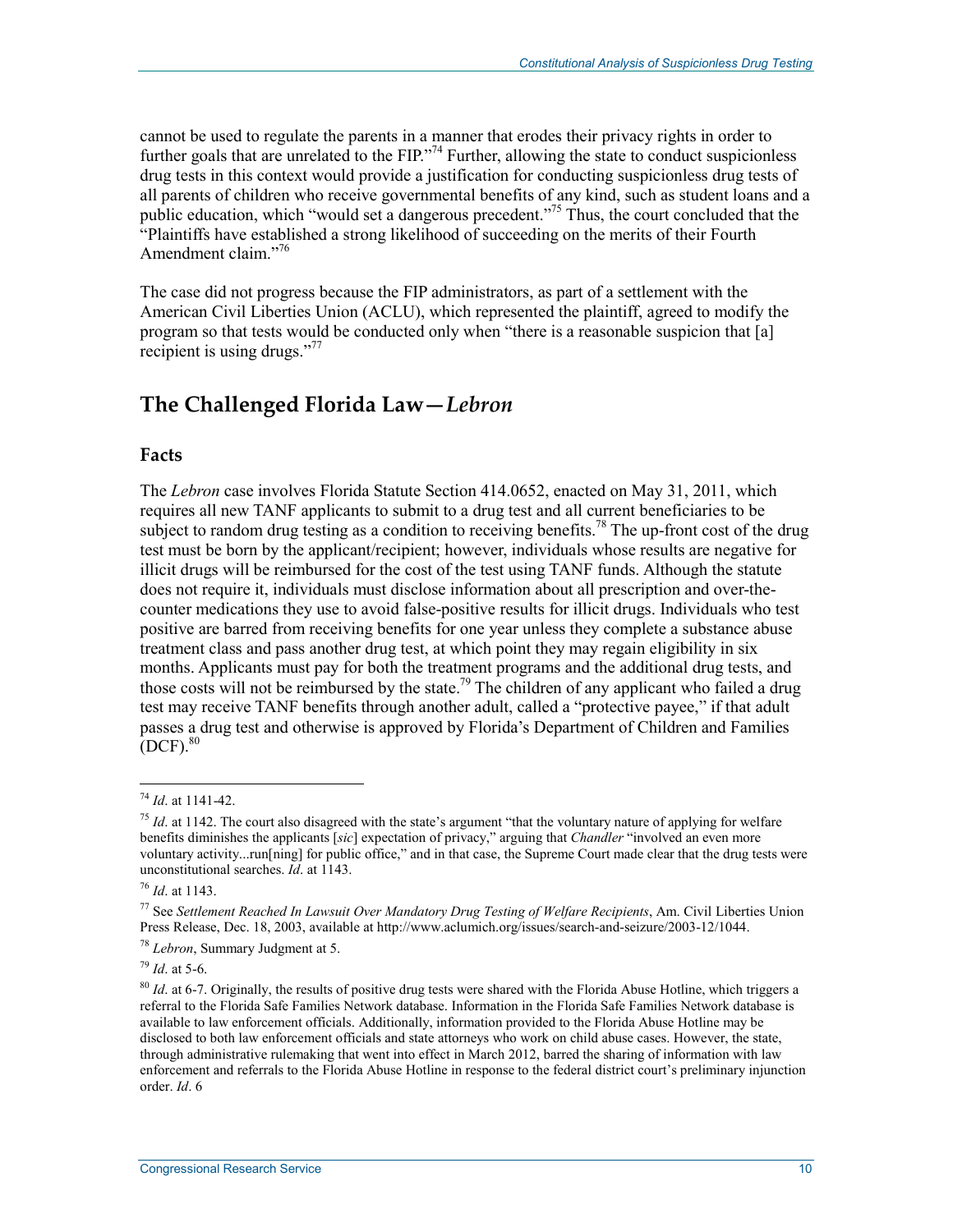cannot be used to regulate the parents in a manner that erodes their privacy rights in order to further goals that are unrelated to the FIP."[74] Further, allowing the state to conduct suspicionless drug tests in this context would provide a justification for conducting suspicionless drug tests of all parents of children who receive governmental benefits of any kind, such as student loans and a public education, which "would set a dangerous precedent."[75] Thus, the court concluded that the "Plaintiffs have established a strong likelihood of succeeding on the merits of their Fourth Amendment claim."[76]

The case did not progress because the FIP administrators, as part of a settlement with the American Civil Liberties Union (ACLU), which represented the plaintiff, agreed to modify the program so that tests would be conducted only when "there is a reasonable suspicion that [a] recipient is using drugs."[77]

## The Challenged Florida Law—*Lebron*

### Facts

The *Lebron* case involves Florida Statute Section 414.0652, enacted on May 31, 2011, which requires all new TANF applicants to submit to a drug test and all current beneficiaries to be subject to random drug testing as a condition to receiving benefits.[78] The up-front cost of the drug test must be born by the applicant/recipient; however, individuals whose results are negative for illicit drugs will be reimbursed for the cost of the test using TANF funds. Although the statute does not require it, individuals must disclose information about all prescription and over-the-counter medications they use to avoid false-positive results for illicit drugs. Individuals who test positive are barred from receiving benefits for one year unless they complete a substance abuse treatment class and pass another drug test, at which point they may regain eligibility in six months. Applicants must pay for both the treatment programs and the additional drug tests, and those costs will not be reimbursed by the state.[79] The children of any applicant who failed a drug test may receive TANF benefits through another adult, called a "protective payee," if that adult passes a drug test and otherwise is approved by Florida's Department of Children and Families (DCF).[80]

---

[74] *Id*. at 1141-42.

[75] *Id*. at 1142. The court also disagreed with the state's argument "that the voluntary nature of applying for welfare benefits diminishes the applicants [*sic*] expectation of privacy," arguing that *Chandler* "involved an even more voluntary activity...run[ning] for public office," and in that case, the Supreme Court made clear that the drug tests were unconstitutional searches. *Id*. at 1143.

[76] *Id*. at 1143.

[77] See *Settlement Reached In Lawsuit Over Mandatory Drug Testing of Welfare Recipients*, Am. Civil Liberties Union Press Release, Dec. 18, 2003, available at http://www.aclumich.org/issues/search-and-seizure/2003-12/1044.

[78] *Lebron*, Summary Judgment at 5.

[79] *Id*. at 5-6.

[80] *Id*. at 6-7. Originally, the results of positive drug tests were shared with the Florida Abuse Hotline, which triggers a referral to the Florida Safe Families Network database. Information in the Florida Safe Families Network database is available to law enforcement officials. Additionally, information provided to the Florida Abuse Hotline may be disclosed to both law enforcement officials and state attorneys who work on child abuse cases. However, the state, through administrative rulemaking that went into effect in March 2012, barred the sharing of information with law enforcement and referrals to the Florida Abuse Hotline in response to the federal district court's preliminary injunction order. *Id*. 6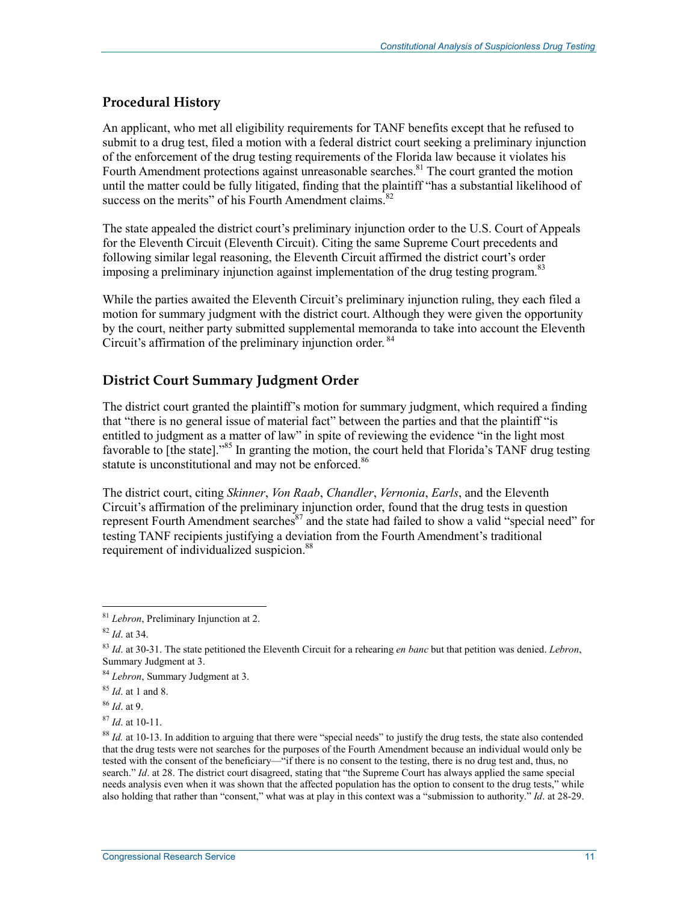## Procedural History

An applicant, who met all eligibility requirements for TANF benefits except that he refused to submit to a drug test, filed a motion with a federal district court seeking a preliminary injunction of the enforcement of the drug testing requirements of the Florida law because it violates his Fourth Amendment protections against unreasonable searches.[81] The court granted the motion until the matter could be fully litigated, finding that the plaintiff "has a substantial likelihood of success on the merits" of his Fourth Amendment claims.[82]

The state appealed the district court's preliminary injunction order to the U.S. Court of Appeals for the Eleventh Circuit (Eleventh Circuit). Citing the same Supreme Court precedents and following similar legal reasoning, the Eleventh Circuit affirmed the district court's order imposing a preliminary injunction against implementation of the drug testing program.[83]

While the parties awaited the Eleventh Circuit's preliminary injunction ruling, they each filed a motion for summary judgment with the district court. Although they were given the opportunity by the court, neither party submitted supplemental memoranda to take into account the Eleventh Circuit's affirmation of the preliminary injunction order.[84]

## District Court Summary Judgment Order

The district court granted the plaintiff's motion for summary judgment, which required a finding that "there is no general issue of material fact" between the parties and that the plaintiff "is entitled to judgment as a matter of law" in spite of reviewing the evidence "in the light most favorable to [the state]."[85] In granting the motion, the court held that Florida's TANF drug testing statute is unconstitutional and may not be enforced.[86]

The district court, citing *Skinner*, *Von Raab*, *Chandler*, *Vernonia*, *Earls*, and the Eleventh Circuit's affirmation of the preliminary injunction order, found that the drug tests in question represent Fourth Amendment searches[87] and the state had failed to show a valid "special need" for testing TANF recipients justifying a deviation from the Fourth Amendment's traditional requirement of individualized suspicion.[88]

---

[81] *Lebron*, Preliminary Injunction at 2.

[82] *Id*. at 34.

[83] *Id*. at 30-31. The state petitioned the Eleventh Circuit for a rehearing *en banc* but that petition was denied. *Lebron*, Summary Judgment at 3.

[84] *Lebron*, Summary Judgment at 3.

[85] *Id*. at 1 and 8.

[86] *Id*. at 9.

[87] *Id*. at 10-11.

[88] *Id.* at 10-13. In addition to arguing that there were "special needs" to justify the drug tests, the state also contended that the drug tests were not searches for the purposes of the Fourth Amendment because an individual would only be tested with the consent of the beneficiary—"if there is no consent to the testing, there is no drug test and, thus, no search." *Id*. at 28. The district court disagreed, stating that "the Supreme Court has always applied the same special needs analysis even when it was shown that the affected population has the option to consent to the drug tests," while also holding that rather than "consent," what was at play in this context was a "submission to authority." *Id*. at 28-29.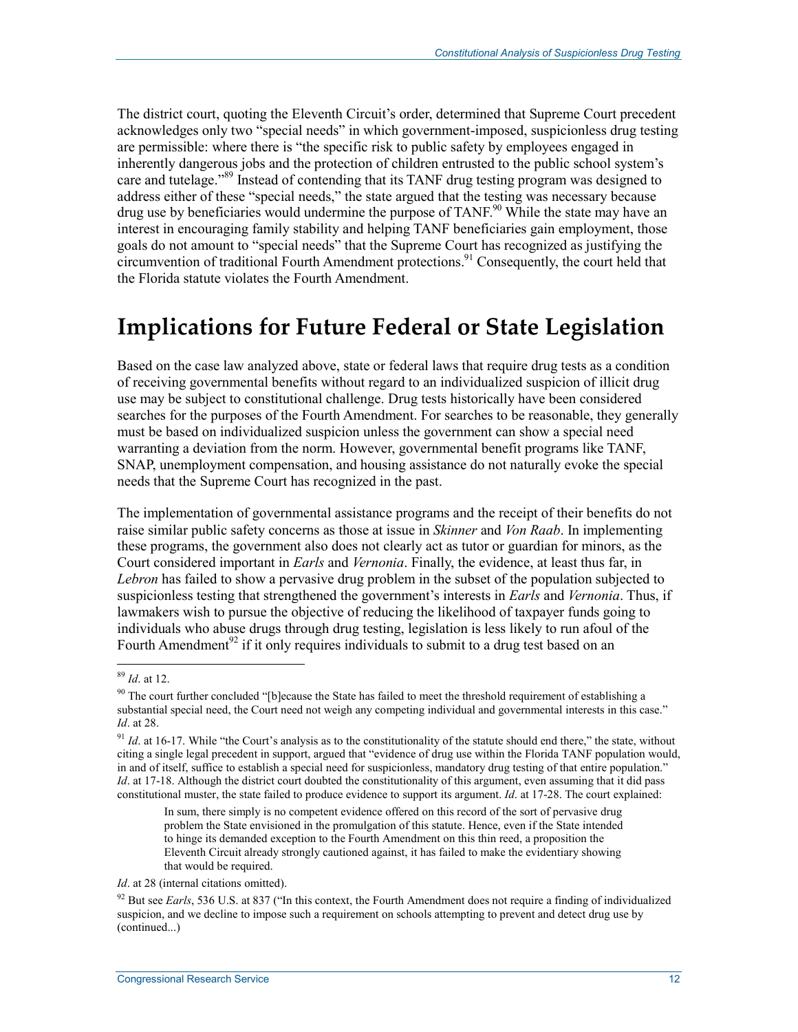The district court, quoting the Eleventh Circuit's order, determined that Supreme Court precedent acknowledges only two "special needs" in which government-imposed, suspicionless drug testing are permissible: where there is "the specific risk to public safety by employees engaged in inherently dangerous jobs and the protection of children entrusted to the public school system's care and tutelage."[89] Instead of contending that its TANF drug testing program was designed to address either of these "special needs," the state argued that the testing was necessary because drug use by beneficiaries would undermine the purpose of TANF.[90] While the state may have an interest in encouraging family stability and helping TANF beneficiaries gain employment, those goals do not amount to "special needs" that the Supreme Court has recognized as justifying the circumvention of traditional Fourth Amendment protections.[91] Consequently, the court held that the Florida statute violates the Fourth Amendment.

# Implications for Future Federal or State Legislation

Based on the case law analyzed above, state or federal laws that require drug tests as a condition of receiving governmental benefits without regard to an individualized suspicion of illicit drug use may be subject to constitutional challenge. Drug tests historically have been considered searches for the purposes of the Fourth Amendment. For searches to be reasonable, they generally must be based on individualized suspicion unless the government can show a special need warranting a deviation from the norm. However, governmental benefit programs like TANF, SNAP, unemployment compensation, and housing assistance do not naturally evoke the special needs that the Supreme Court has recognized in the past.

The implementation of governmental assistance programs and the receipt of their benefits do not raise similar public safety concerns as those at issue in *Skinner* and *Von Raab*. In implementing these programs, the government also does not clearly act as tutor or guardian for minors, as the Court considered important in *Earls* and *Vernonia*. Finally, the evidence, at least thus far, in *Lebron* has failed to show a pervasive drug problem in the subset of the population subjected to suspicionless testing that strengthened the government's interests in *Earls* and *Vernonia*. Thus, if lawmakers wish to pursue the objective of reducing the likelihood of taxpayer funds going to individuals who abuse drugs through drug testing, legislation is less likely to run afoul of the Fourth Amendment[92] if it only requires individuals to submit to a drug test based on an

---

[89] *Id*. at 12.

[90] The court further concluded "[b]ecause the State has failed to meet the threshold requirement of establishing a substantial special need, the Court need not weigh any competing individual and governmental interests in this case." *Id*. at 28.

[91] *Id*. at 16-17. While "the Court's analysis as to the constitutionality of the statute should end there," the state, without citing a single legal precedent in support, argued that "evidence of drug use within the Florida TANF population would, in and of itself, suffice to establish a special need for suspicionless, mandatory drug testing of that entire population." *Id*. at 17-18. Although the district court doubted the constitutionality of this argument, even assuming that it did pass constitutional muster, the state failed to produce evidence to support its argument. *Id*. at 17-28. The court explained:

> In sum, there simply is no competent evidence offered on this record of the sort of pervasive drug problem the State envisioned in the promulgation of this statute. Hence, even if the State intended to hinge its demanded exception to the Fourth Amendment on this thin reed, a proposition the Eleventh Circuit already strongly cautioned against, it has failed to make the evidentiary showing that would be required.

*Id*. at 28 (internal citations omitted).

[92] But see *Earls*, 536 U.S. at 837 ("In this context, the Fourth Amendment does not require a finding of individualized suspicion, and we decline to impose such a requirement on schools attempting to prevent and detect drug use by (continued...)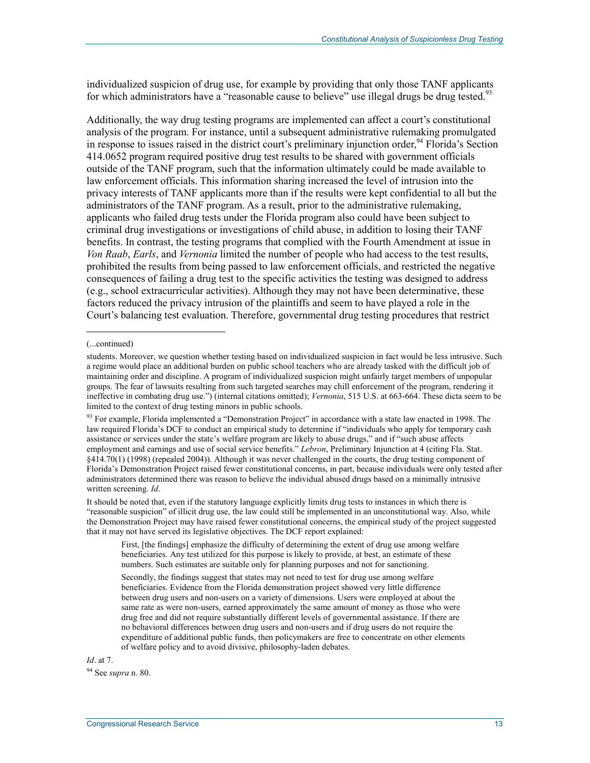individualized suspicion of drug use, for example by providing that only those TANF applicants for which administrators have a "reasonable cause to believe" use illegal drugs be drug tested.[93]

Additionally, the way drug testing programs are implemented can affect a court's constitutional analysis of the program. For instance, until a subsequent administrative rulemaking promulgated in response to issues raised in the district court's preliminary injunction order,[94] Florida's Section 414.0652 program required positive drug test results to be shared with government officials outside of the TANF program, such that the information ultimately could be made available to law enforcement officials. This information sharing increased the level of intrusion into the privacy interests of TANF applicants more than if the results were kept confidential to all but the administrators of the TANF program. As a result, prior to the administrative rulemaking, applicants who failed drug tests under the Florida program also could have been subject to criminal drug investigations or investigations of child abuse, in addition to losing their TANF benefits. In contrast, the testing programs that complied with the Fourth Amendment at issue in *Von Raab*, *Earls*, and *Vernonia* limited the number of people who had access to the test results, prohibited the results from being passed to law enforcement officials, and restricted the negative consequences of failing a drug test to the specific activities the testing was designed to address (e.g., school extracurricular activities). Although they may not have been determinative, these factors reduced the privacy intrusion of the plaintiffs and seem to have played a role in the Court's balancing test evaluation. Therefore, governmental drug testing procedures that restrict

---

(...continued)

students. Moreover, we question whether testing based on individualized suspicion in fact would be less intrusive. Such a regime would place an additional burden on public school teachers who are already tasked with the difficult job of maintaining order and discipline. A program of individualized suspicion might unfairly target members of unpopular groups. The fear of lawsuits resulting from such targeted searches may chill enforcement of the program, rendering it ineffective in combating drug use.") (internal citations omitted); *Vernonia*, 515 U.S. at 663-664. These dicta seem to be limited to the context of drug testing minors in public schools.

[93] For example, Florida implemented a "Demonstration Project" in accordance with a state law enacted in 1998. The law required Florida's DCF to conduct an empirical study to determine if "individuals who apply for temporary cash assistance or services under the state's welfare program are likely to abuse drugs," and if "such abuse affects employment and earnings and use of social service benefits." *Lebron*, Preliminary Injunction at 4 (citing Fla. Stat. §414.70(1) (1998) (repealed 2004)). Although it was never challenged in the courts, the drug testing component of Florida's Demonstration Project raised fewer constitutional concerns, in part, because individuals were only tested after administrators determined there was reason to believe the individual abused drugs based on a minimally intrusive written screening. *Id*.

It should be noted that, even if the statutory language explicitly limits drug tests to instances in which there is "reasonable suspicion" of illicit drug use, the law could still be implemented in an unconstitutional way. Also, while the Demonstration Project may have raised fewer constitutional concerns, the empirical study of the project suggested that it may not have served its legislative objectives. The DCF report explained:

> First, [the findings] emphasize the difficulty of determining the extent of drug use among welfare beneficiaries. Any test utilized for this purpose is likely to provide, at best, an estimate of these numbers. Such estimates are suitable only for planning purposes and not for sanctioning.
>
> Secondly, the findings suggest that states may not need to test for drug use among welfare beneficiaries. Evidence from the Florida demonstration project showed very little difference between drug users and non-users on a variety of dimensions. Users were employed at about the same rate as were non-users, earned approximately the same amount of money as those who were drug free and did not require substantially different levels of governmental assistance. If there are no behavioral differences between drug users and non-users and if drug users do not require the expenditure of additional public funds, then policymakers are free to concentrate on other elements of welfare policy and to avoid divisive, philosophy-laden debates.

*Id*. at 7.

[94] See *supra* n. 80.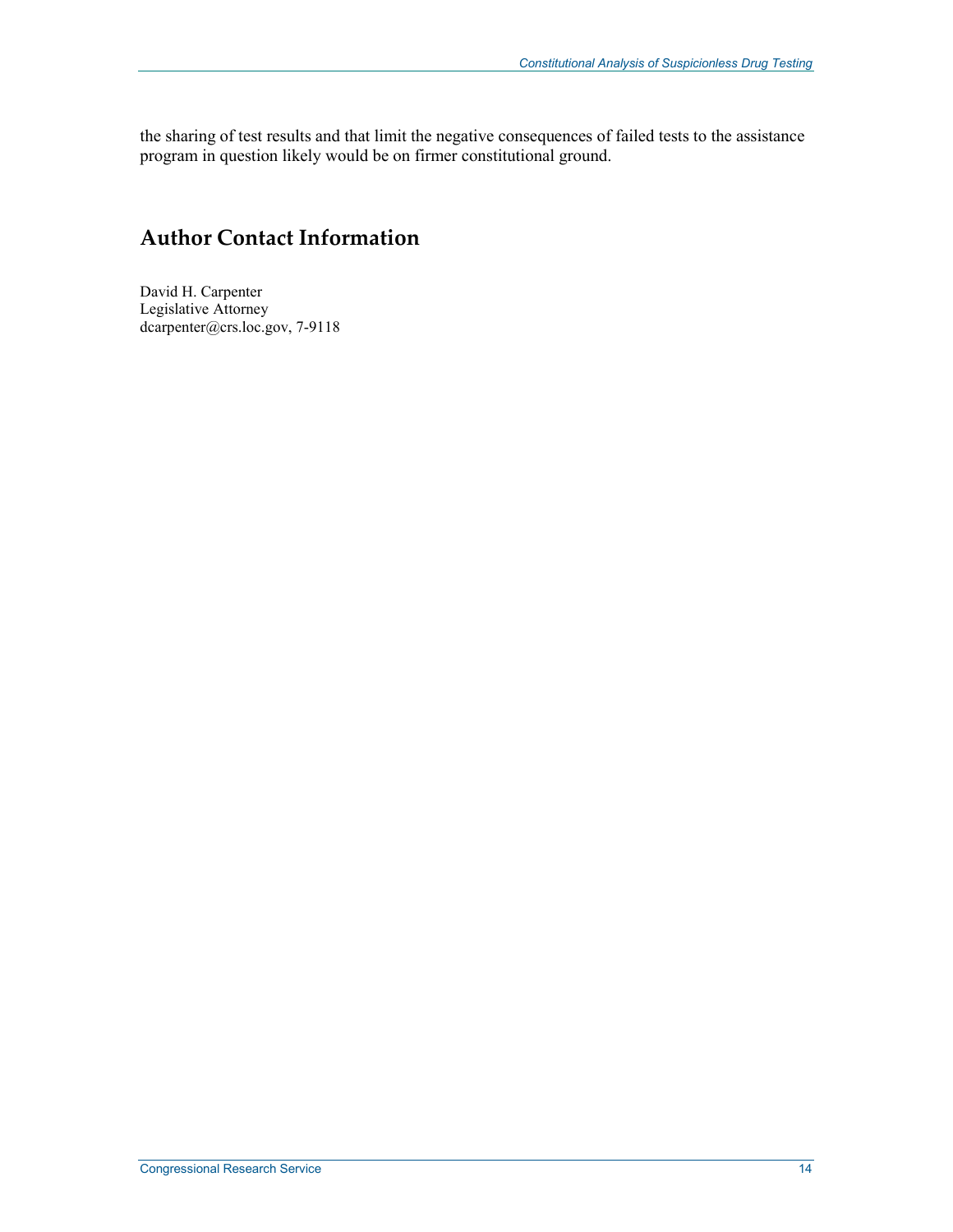the sharing of test results and that limit the negative consequences of failed tests to the assistance program in question likely would be on firmer constitutional ground.

## Author Contact Information

David H. Carpenter
Legislative Attorney
dcarpenter@crs.loc.gov, 7-9118